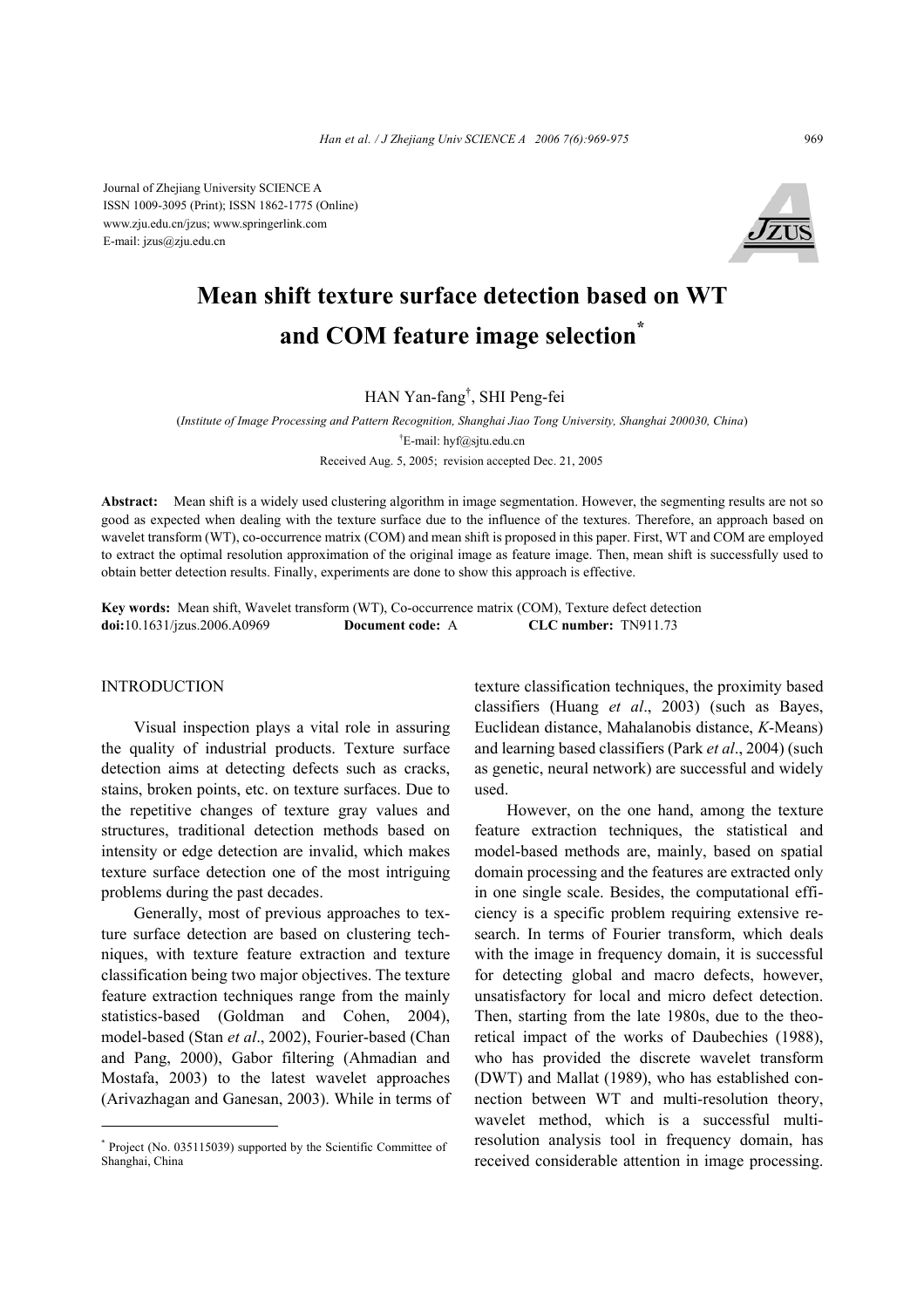Journal of Zhejiang University SCIENCE A
ISSN 1009-3095 (Print); ISSN 1862-1775 (Online)
www.zju.edu.cn/jzus; www.springerlink.com
E-mail: jzus@zju.edu.cn

# Mean shift texture surface detection based on WT and COM feature image selection*

HAN Yan-fang†, SHI Peng-fei

(*Institute of Image Processing and Pattern Recognition, Shanghai Jiao Tong University, Shanghai 200030, China*)

†E-mail: hyf@sjtu.edu.cn

Received Aug. 5, 2005; revision accepted Dec. 21, 2005

**Abstract:** Mean shift is a widely used clustering algorithm in image segmentation. However, the segmenting results are not so good as expected when dealing with the texture surface due to the influence of the textures. Therefore, an approach based on wavelet transform (WT), co-occurrence matrix (COM) and mean shift is proposed in this paper. First, WT and COM are employed to extract the optimal resolution approximation of the original image as feature image. Then, mean shift is successfully used to obtain better detection results. Finally, experiments are done to show this approach is effective.

**Key words:** Mean shift, Wavelet transform (WT), Co-occurrence matrix (COM), Texture defect detection

**doi:**10.1631/jzus.2006.A0969 **Document code:** A **CLC number:** TN911.73

## INTRODUCTION

Visual inspection plays a vital role in assuring the quality of industrial products. Texture surface detection aims at detecting defects such as cracks, stains, broken points, etc. on texture surfaces. Due to the repetitive changes of texture gray values and structures, traditional detection methods based on intensity or edge detection are invalid, which makes texture surface detection one of the most intriguing problems during the past decades.

Generally, most of previous approaches to texture surface detection are based on clustering techniques, with texture feature extraction and texture classification being two major objectives. The texture feature extraction techniques range from the mainly statistics-based (Goldman and Cohen, 2004), model-based (Stan *et al*., 2002), Fourier-based (Chan and Pang, 2000), Gabor filtering (Ahmadian and Mostafa, 2003) to the latest wavelet approaches (Arivazhagan and Ganesan, 2003). While in terms of texture classification techniques, the proximity based classifiers (Huang *et al*., 2003) (such as Bayes, Euclidean distance, Mahalanobis distance, *K*-Means) and learning based classifiers (Park *et al*., 2004) (such as genetic, neural network) are successful and widely used.

However, on the one hand, among the texture feature extraction techniques, the statistical and model-based methods are, mainly, based on spatial domain processing and the features are extracted only in one single scale. Besides, the computational efficiency is a specific problem requiring extensive research. In terms of Fourier transform, which deals with the image in frequency domain, it is successful for detecting global and macro defects, however, unsatisfactory for local and micro defect detection. Then, starting from the late 1980s, due to the theoretical impact of the works of Daubechies (1988), who has provided the discrete wavelet transform (DWT) and Mallat (1989), who has established connection between WT and multi-resolution theory, wavelet method, which is a successful multi-resolution analysis tool in frequency domain, has received considerable attention in image processing.

* Project (No. 035115039) supported by the Scientific Committee of Shanghai, China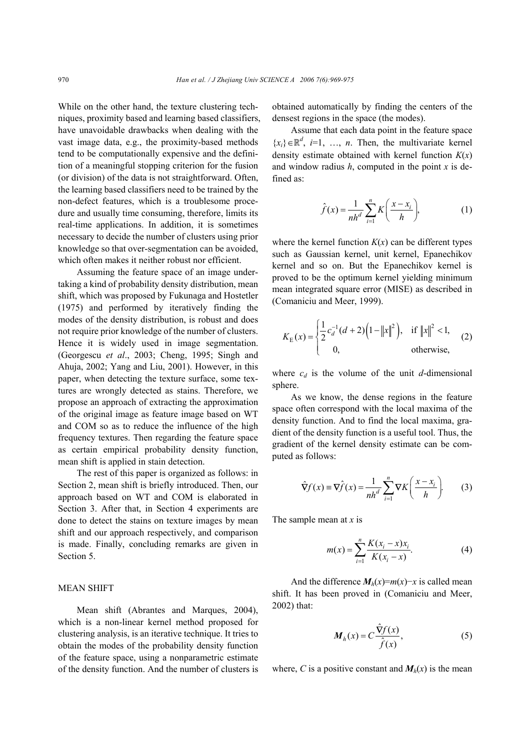While on the other hand, the texture clustering techniques, proximity based and learning based classifiers, have unavoidable drawbacks when dealing with the vast image data, e.g., the proximity-based methods tend to be computationally expensive and the definition of a meaningful stopping criterion for the fusion (or division) of the data is not straightforward. Often, the learning based classifiers need to be trained by the non-defect features, which is a troublesome procedure and usually time consuming, therefore, limits its real-time applications. In addition, it is sometimes necessary to decide the number of clusters using prior knowledge so that over-segmentation can be avoided, which often makes it neither robust nor efficient.

Assuming the feature space of an image undertaking a kind of probability density distribution, mean shift, which was proposed by Fukunaga and Hostetler (1975) and performed by iteratively finding the modes of the density distribution, is robust and does not require prior knowledge of the number of clusters. Hence it is widely used in image segmentation. (Georgescu *et al*., 2003; Cheng, 1995; Singh and Ahuja, 2002; Yang and Liu, 2001). However, in this paper, when detecting the texture surface, some textures are wrongly detected as stains. Therefore, we propose an approach of extracting the approximation of the original image as feature image based on WT and COM so as to reduce the influence of the high frequency textures. Then regarding the feature space as certain empirical probability density function, mean shift is applied in stain detection.

The rest of this paper is organized as follows: in Section 2, mean shift is briefly introduced. Then, our approach based on WT and COM is elaborated in Section 3. After that, in Section 4 experiments are done to detect the stains on texture images by mean shift and our approach respectively, and comparison is made. Finally, concluding remarks are given in Section 5.

## MEAN SHIFT

Mean shift (Abrantes and Marques, 2004), which is a non-linear kernel method proposed for clustering analysis, is an iterative technique. It tries to obtain the modes of the probability density function of the feature space, using a nonparametric estimate of the density function. And the number of clusters is obtained automatically by finding the centers of the densest regions in the space (the modes).

Assume that each data point in the feature space $\{x_i\}\in\mathbb{R}^d$, $i$=1, …, $n$. Then, the multivariate kernel density estimate obtained with kernel function $K(x)$ and window radius $h$, computed in the point $x$ is defined as:

$$\hat{f}(x)=\frac{1}{nh^d}\sum_{i=1}^{n}K\left(\frac{x-x_i}{h}\right), \tag{1}$$

where the kernel function $K(x)$ can be different types such as Gaussian kernel, unit kernel, Epanechikov kernel and so on. But the Epanechikov kernel is proved to be the optimum kernel yielding minimum mean integrated square error (MISE) as described in (Comaniciu and Meer, 1999).

$$K_{\mathrm{E}}(x)=\begin{cases}\dfrac{1}{2}c_d^{-1}(d+2)\left(1-\|x\|^2\right), & \text{if } \|x\|^2<1,\\ 0, & \text{otherwise,}\end{cases} \tag{2}$$

where $c_d$ is the volume of the unit $d$-dimensional sphere.

As we know, the dense regions in the feature space often correspond with the local maxima of the density function. And to find the local maxima, gradient of the density function is a useful tool. Thus, the gradient of the kernel density estimate can be computed as follows:

$$\hat{\nabla}f(x)\equiv\nabla\hat{f}(x)=\frac{1}{nh^d}\sum_{i=1}^{n}\nabla K\left(\frac{x-x_i}{h}\right). \tag{3}$$

The sample mean at $x$ is

$$m(x)=\sum_{i=1}^{n}\frac{K(x_i-x)x_i}{K(x_i-x)}. \tag{4}$$

And the difference $\boldsymbol{M}_h(x)=m(x)-x$ is called mean shift. It has been proved in (Comaniciu and Meer, 2002) that:

$$\boldsymbol{M}_h(x)=C\frac{\hat{\nabla}f(x)}{\hat{f}(x)}, \tag{5}$$

where, $C$ is a positive constant and $\boldsymbol{M}_h(x)$ is the mean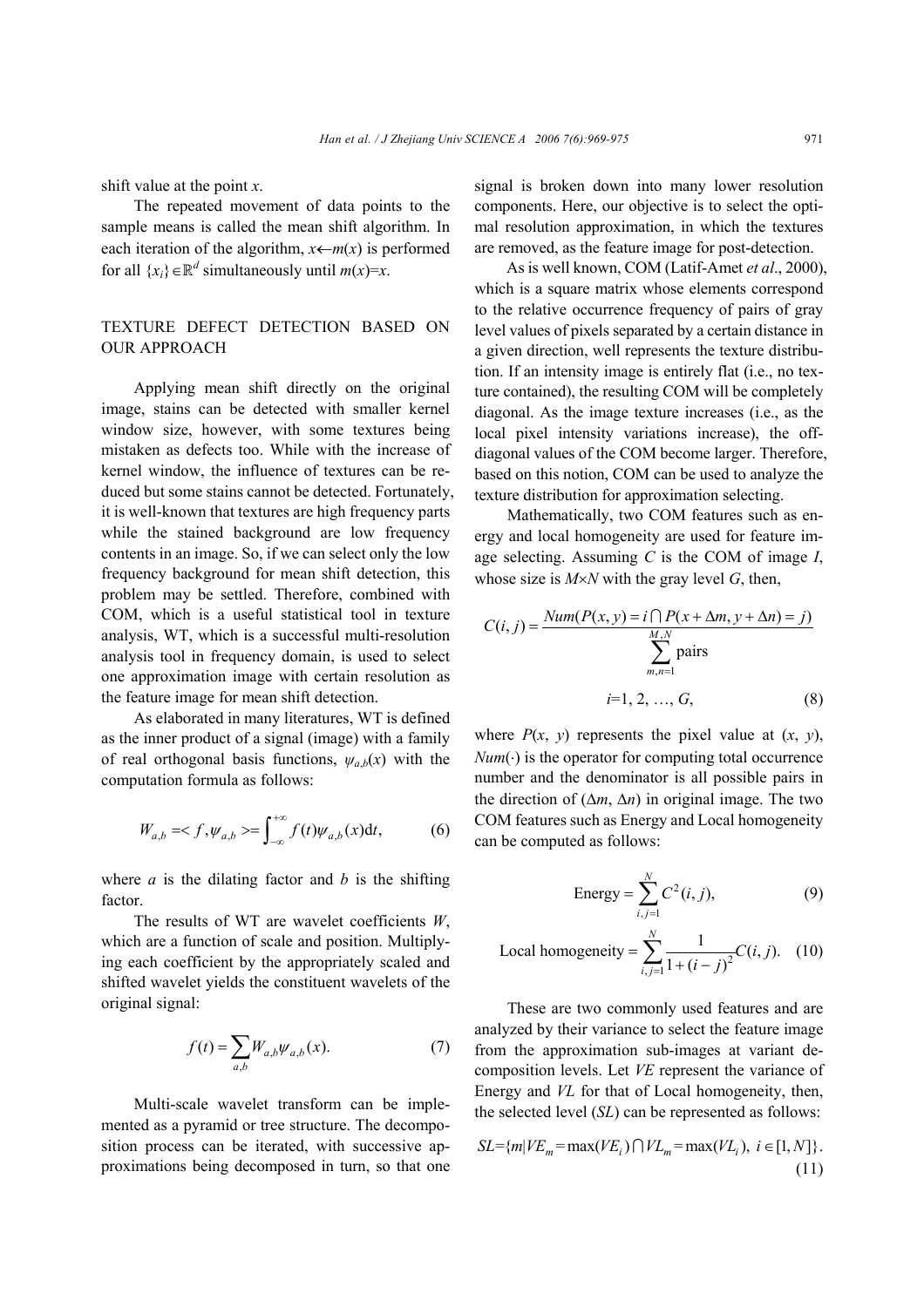shift value at the point $x$.

The repeated movement of data points to the sample means is called the mean shift algorithm. In each iteration of the algorithm, $x \leftarrow m(x)$ is performed for all $\{x_i\} \in \mathbb{R}^d$ simultaneously until $m(x)=x$.

## TEXTURE DEFECT DETECTION BASED ON OUR APPROACH

Applying mean shift directly on the original image, stains can be detected with smaller kernel window size, however, with some textures being mistaken as defects too. While with the increase of kernel window, the influence of textures can be reduced but some stains cannot be detected. Fortunately, it is well-known that textures are high frequency parts while the stained background are low frequency contents in an image. So, if we can select only the low frequency background for mean shift detection, this problem may be settled. Therefore, combined with COM, which is a useful statistical tool in texture analysis, WT, which is a successful multi-resolution analysis tool in frequency domain, is used to select one approximation image with certain resolution as the feature image for mean shift detection.

As elaborated in many literatures, WT is defined as the inner product of a signal (image) with a family of real orthogonal basis functions, $\psi_{a,b}(x)$ with the computation formula as follows:

$$W_{a,b} = \langle f, \psi_{a,b} \rangle = \int_{-\infty}^{+\infty} f(t)\psi_{a,b}(x)\mathrm{d}t, \tag{6}$$

where $a$ is the dilating factor and $b$ is the shifting factor.

The results of WT are wavelet coefficients $W$, which are a function of scale and position. Multiplying each coefficient by the appropriately scaled and shifted wavelet yields the constituent wavelets of the original signal:

$$f(t) = \sum_{a,b} W_{a,b}\psi_{a,b}(x). \tag{7}$$

Multi-scale wavelet transform can be implemented as a pyramid or tree structure. The decomposition process can be iterated, with successive approximations being decomposed in turn, so that one signal is broken down into many lower resolution components. Here, our objective is to select the optimal resolution approximation, in which the textures are removed, as the feature image for post-detection.

As is well known, COM (Latif-Amet *et al*., 2000), which is a square matrix whose elements correspond to the relative occurrence frequency of pairs of gray level values of pixels separated by a certain distance in a given direction, well represents the texture distribution. If an intensity image is entirely flat (i.e., no texture contained), the resulting COM will be completely diagonal. As the image texture increases (i.e., as the local pixel intensity variations increase), the off-diagonal values of the COM become larger. Therefore, based on this notion, COM can be used to analyze the texture distribution for approximation selecting.

Mathematically, two COM features such as energy and local homogeneity are used for feature image selecting. Assuming $C$ is the COM of image $I$, whose size is $M\times N$ with the gray level $G$, then,

$$C(i,j) = \frac{Num(P(x,y)=i \cap P(x+\Delta m, y+\Delta n)=j)}{\sum_{m,n=1}^{M,N} \text{pairs}}$$
$$i=1, 2, \ldots, G, \tag{8}$$

where $P(x, y)$ represents the pixel value at $(x, y)$, $Num(\cdot)$ is the operator for computing total occurrence number and the denominator is all possible pairs in the direction of $(\Delta m, \Delta n)$ in original image. The two COM features such as Energy and Local homogeneity can be computed as follows:

$$\text{Energy} = \sum_{i,j=1}^{N} C^2(i,j), \tag{9}$$

$$\text{Local homogeneity} = \sum_{i,j=1}^{N} \frac{1}{1+(i-j)^2} C(i,j). \tag{10}$$

These are two commonly used features and are analyzed by their variance to select the feature image from the approximation sub-images at variant decomposition levels. Let $VE$ represent the variance of Energy and $VL$ for that of Local homogeneity, then, the selected level ($SL$) can be represented as follows:

$$SL = \{m | VE_m = \max(VE_i) \cap VL_m = \max(VL_i),\ i \in [1, N]\}. \tag{11}$$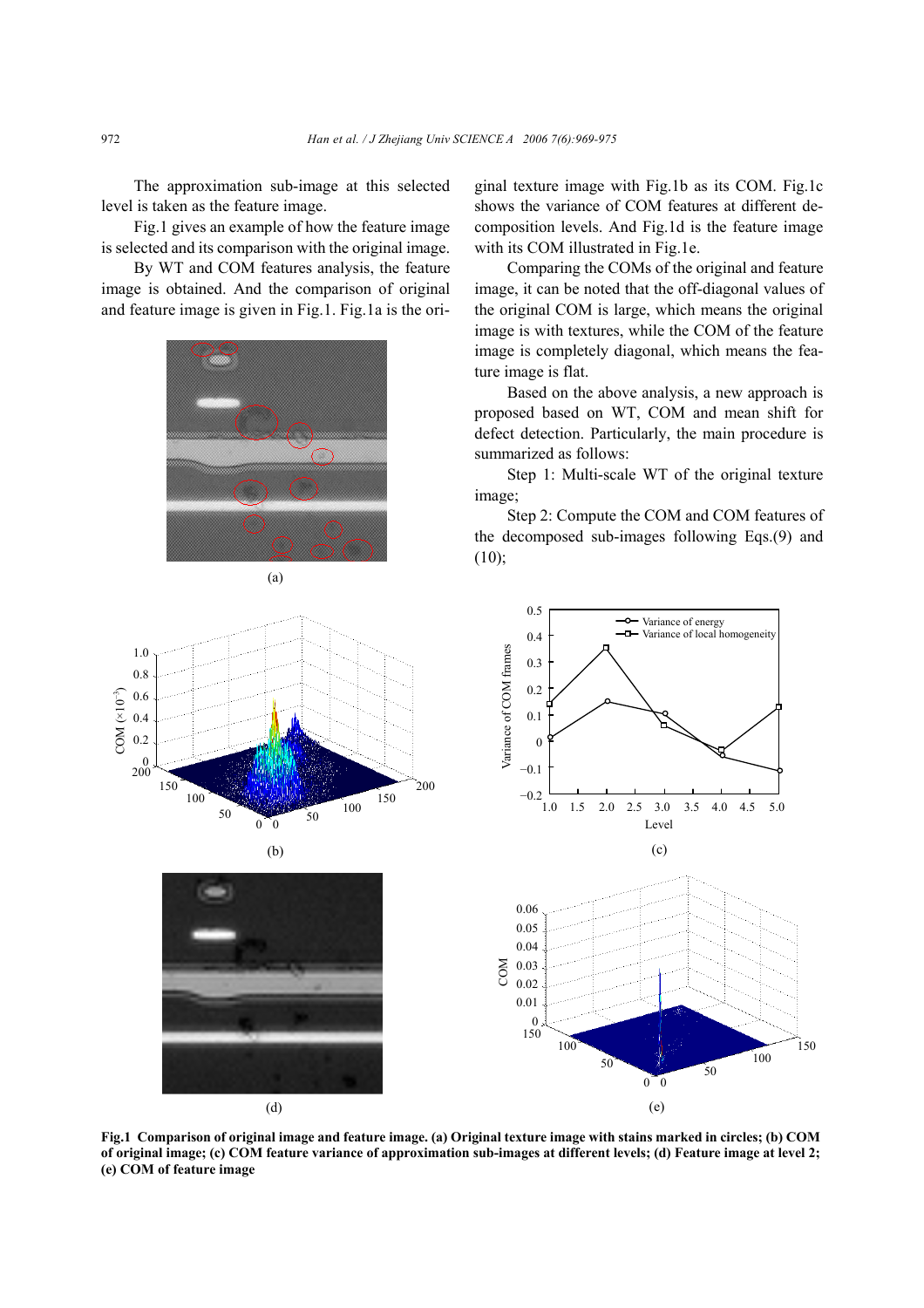The approximation sub-image at this selected level is taken as the feature image.

Fig.1 gives an example of how the feature image is selected and its comparison with the original image.

By WT and COM features analysis, the feature image is obtained. And the comparison of original and feature image is given in Fig.1. Fig.1a is the original texture image with Fig.1b as its COM. Fig.1c shows the variance of COM features at different decomposition levels. And Fig.1d is the feature image with its COM illustrated in Fig.1e.

Comparing the COMs of the original and feature image, it can be noted that the off-diagonal values of the original COM is large, which means the original image is with textures, while the COM of the feature image is completely diagonal, which means the feature image is flat.

Based on the above analysis, a new approach is proposed based on WT, COM and mean shift for defect detection. Particularly, the main procedure is summarized as follows:

Step 1: Multi-scale WT of the original texture image;

Step 2: Compute the COM and COM features of the decomposed sub-images following Eqs.(9) and (10);

**Fig.1 Comparison of original image and feature image. (a) Original texture image with stains marked in circles; (b) COM of original image; (c) COM feature variance of approximation sub-images at different levels; (d) Feature image at level 2; (e) COM of feature image**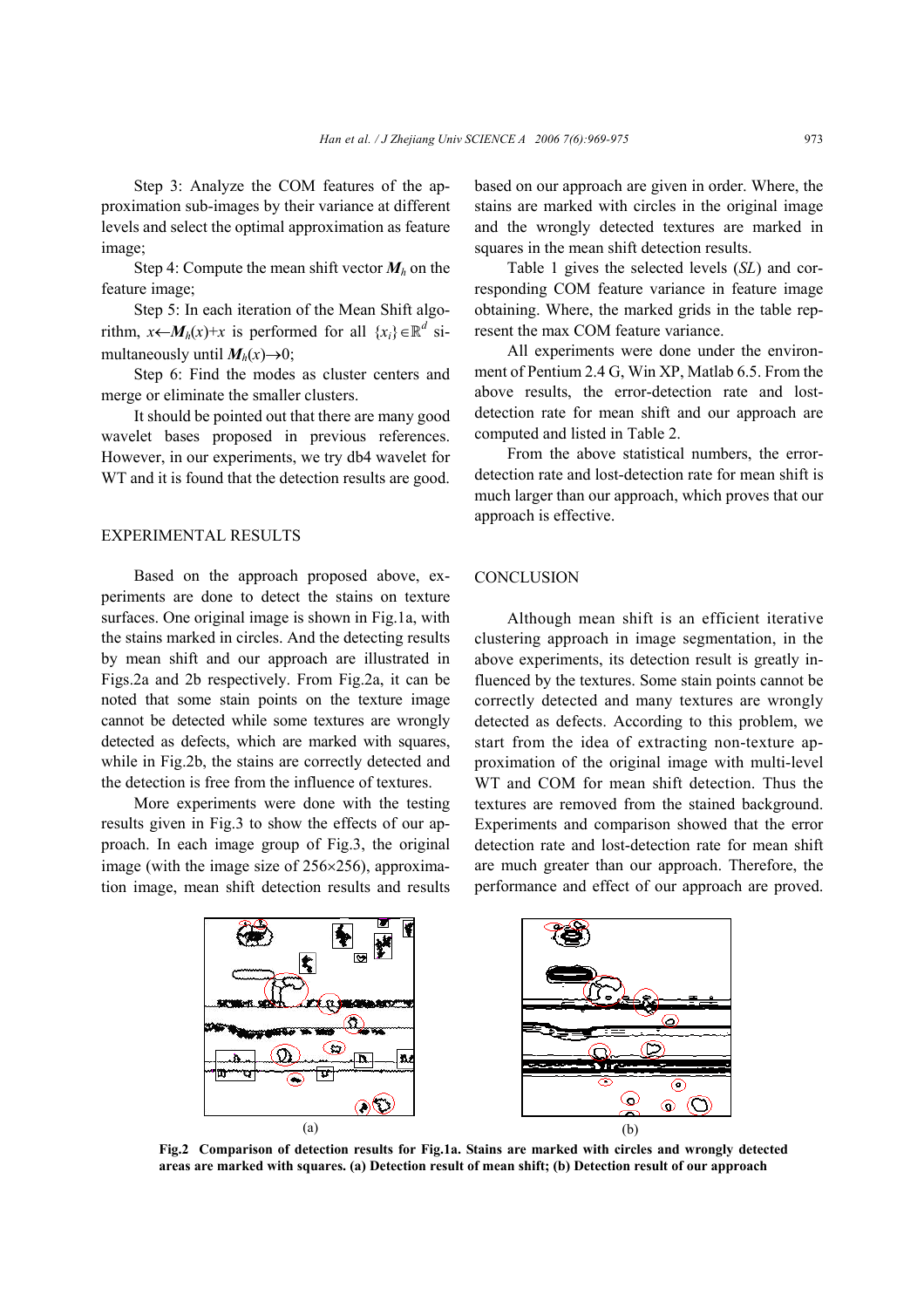Step 3: Analyze the COM features of the approximation sub-images by their variance at different levels and select the optimal approximation as feature image;

Step 4: Compute the mean shift vector $\boldsymbol{M}_h$ on the feature image;

Step 5: In each iteration of the Mean Shift algorithm, $x \leftarrow \boldsymbol{M}_h(x)+x$ is performed for all $\{x_i\} \in \mathbb{R}^d$ simultaneously until $\boldsymbol{M}_h(x) \rightarrow 0$;

Step 6: Find the modes as cluster centers and merge or eliminate the smaller clusters.

It should be pointed out that there are many good wavelet bases proposed in previous references. However, in our experiments, we try db4 wavelet for WT and it is found that the detection results are good.

## EXPERIMENTAL RESULTS

Based on the approach proposed above, experiments are done to detect the stains on texture surfaces. One original image is shown in Fig.1a, with the stains marked in circles. And the detecting results by mean shift and our approach are illustrated in Figs.2a and 2b respectively. From Fig.2a, it can be noted that some stain points on the texture image cannot be detected while some textures are wrongly detected as defects, which are marked with squares, while in Fig.2b, the stains are correctly detected and the detection is free from the influence of textures.

More experiments were done with the testing results given in Fig.3 to show the effects of our approach. In each image group of Fig.3, the original image (with the image size of 256×256), approximation image, mean shift detection results and results based on our approach are given in order. Where, the stains are marked with circles in the original image and the wrongly detected textures are marked in squares in the mean shift detection results.

Table 1 gives the selected levels (*SL*) and corresponding COM feature variance in feature image obtaining. Where, the marked grids in the table represent the max COM feature variance.

All experiments were done under the environment of Pentium 2.4 G, Win XP, Matlab 6.5. From the above results, the error-detection rate and lost-detection rate for mean shift and our approach are computed and listed in Table 2.

From the above statistical numbers, the error-detection rate and lost-detection rate for mean shift is much larger than our approach, which proves that our approach is effective.

## CONCLUSION

Although mean shift is an efficient iterative clustering approach in image segmentation, in the above experiments, its detection result is greatly influenced by the textures. Some stain points cannot be correctly detected and many textures are wrongly detected as defects. According to this problem, we start from the idea of extracting non-texture approximation of the original image with multi-level WT and COM for mean shift detection. Thus the textures are removed from the stained background. Experiments and comparison showed that the error detection rate and lost-detection rate for mean shift are much greater than our approach. Therefore, the performance and effect of our approach are proved.

**Fig.2 Comparison of detection results for Fig.1a. Stains are marked with circles and wrongly detected areas are marked with squares. (a) Detection result of mean shift; (b) Detection result of our approach**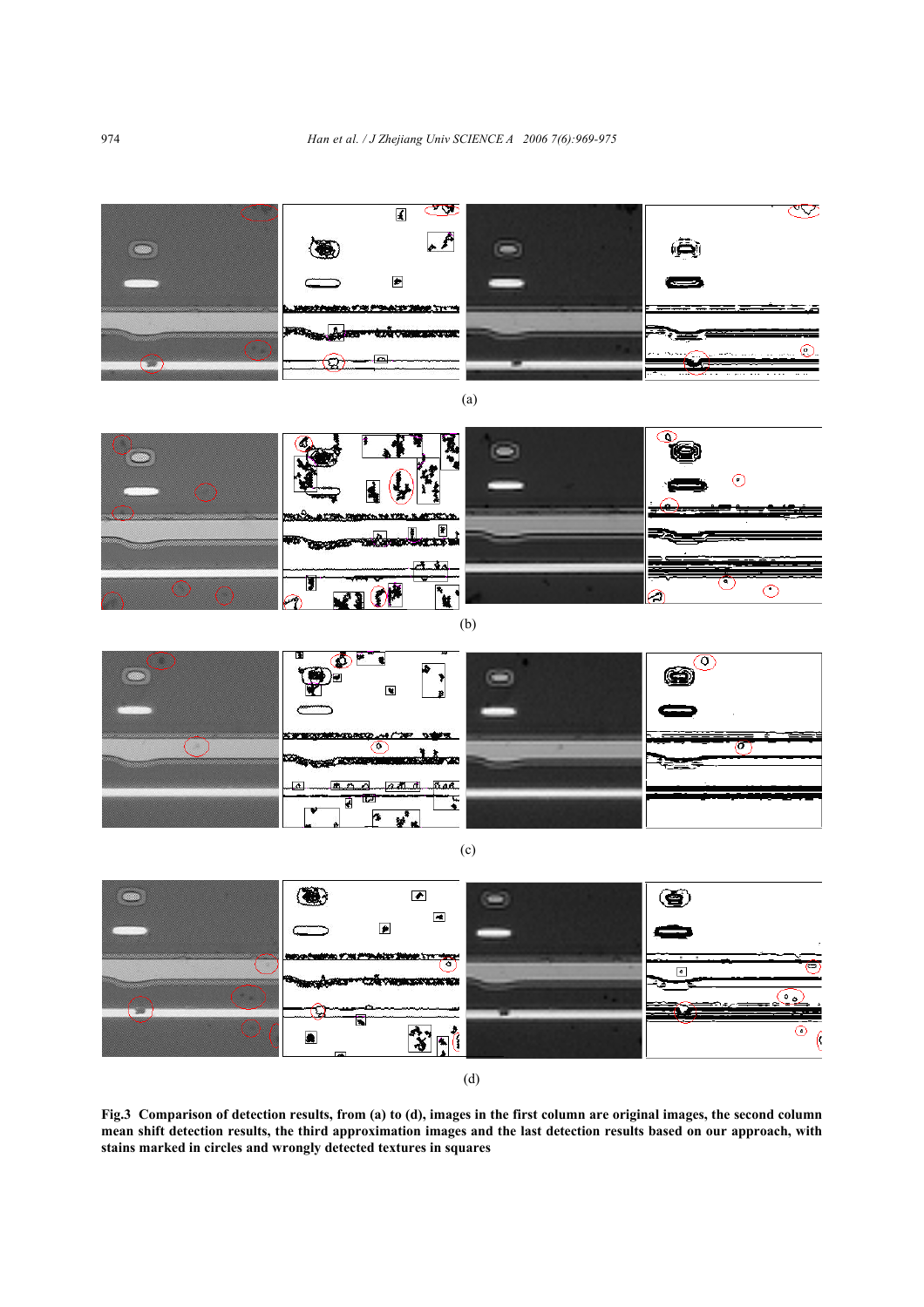(a)

(b)

(c)

(d)

**Fig.3 Comparison of detection results, from (a) to (d), images in the first column are original images, the second column mean shift detection results, the third approximation images and the last detection results based on our approach, with stains marked in circles and wrongly detected textures in squares**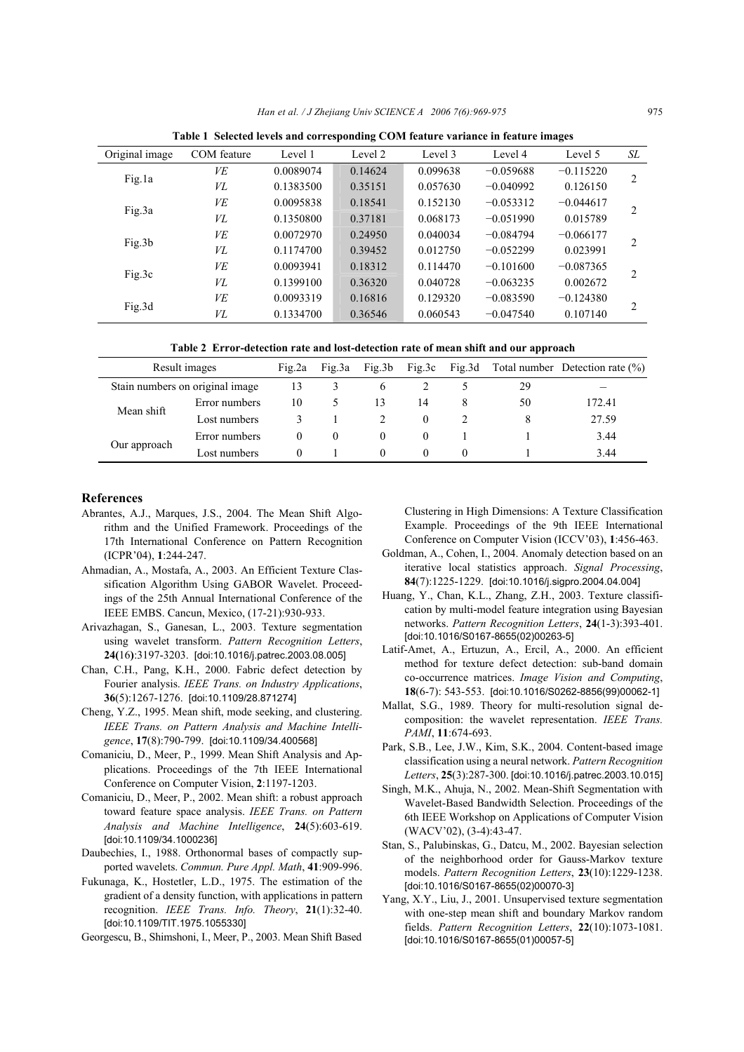**Table 1 Selected levels and corresponding COM feature variance in feature images**

| Original image | COM feature | Level 1 | Level 2 | Level 3 | Level 4 | Level 5 | *SL* |
|---|---|---|---|---|---|---|---|
| Fig.1a | *VE* | 0.0089074 | 0.14624 | 0.099638 | −0.059688 | −0.115220 | 2 |
| | *VL* | 0.1383500 | 0.35151 | 0.057630 | −0.040992 | 0.126150 | |
| Fig.3a | *VE* | 0.0095838 | 0.18541 | 0.152130 | −0.053312 | −0.044617 | 2 |
| | *VL* | 0.1350800 | 0.37181 | 0.068173 | −0.051990 | 0.015789 | |
| Fig.3b | *VE* | 0.0072970 | 0.24950 | 0.040034 | −0.084794 | −0.066177 | 2 |
| | *VL* | 0.1174700 | 0.39452 | 0.012750 | −0.052299 | 0.023991 | |
| Fig.3c | *VE* | 0.0093941 | 0.18312 | 0.114470 | −0.101600 | −0.087365 | 2 |
| | *VL* | 0.1399100 | 0.36320 | 0.040728 | −0.063235 | 0.002672 | |
| Fig.3d | *VE* | 0.0093319 | 0.16816 | 0.129320 | −0.083590 | −0.124380 | 2 |
| | *VL* | 0.1334700 | 0.36546 | 0.060543 | −0.047540 | 0.107140 | |

**Table 2 Error-detection rate and lost-detection rate of mean shift and our approach**

| Result images | | Fig.2a | Fig.3a | Fig.3b | Fig.3c | Fig.3d | Total number | Detection rate (%) |
|---|---|---|---|---|---|---|---|---|
| Stain numbers on original image | | 13 | 3 | 6 | 2 | 5 | 29 | – |
| Mean shift | Error numbers | 10 | 5 | 13 | 14 | 8 | 50 | 172.41 |
| | Lost numbers | 3 | 1 | 2 | 0 | 2 | 8 | 27.59 |
| Our approach | Error numbers | 0 | 0 | 0 | 0 | 1 | 1 | 3.44 |
| | Lost numbers | 0 | 1 | 0 | 0 | 0 | 1 | 3.44 |

## References

Abrantes, A.J., Marques, J.S., 2004. The Mean Shift Algorithm and the Unified Framework. Proceedings of the 17th International Conference on Pattern Recognition (ICPR'04), **1**:244-247.

Ahmadian, A., Mostafa, A., 2003. An Efficient Texture Classification Algorithm Using GABOR Wavelet. Proceedings of the 25th Annual International Conference of the IEEE EMBS. Cancun, Mexico, (17-21):930-933.

Arivazhagan, S., Ganesan, L., 2003. Texture segmentation using wavelet transform. *Pattern Recognition Letters*, **24(**16**)**:3197-3203. [doi:10.1016/j.patrec.2003.08.005]

Chan, C.H., Pang, K.H., 2000. Fabric defect detection by Fourier analysis. *IEEE Trans. on Industry Applications*, **36**(5):1267-1276. [doi:10.1109/28.871274]

Cheng, Y.Z., 1995. Mean shift, mode seeking, and clustering. *IEEE Trans. on Pattern Analysis and Machine Intelligence*, **17**(8):790-799. [doi:10.1109/34.400568]

Comaniciu, D., Meer, P., 1999. Mean Shift Analysis and Applications. Proceedings of the 7th IEEE International Conference on Computer Vision, **2**:1197-1203.

Comaniciu, D., Meer, P., 2002. Mean shift: a robust approach toward feature space analysis. *IEEE Trans. on Pattern Analysis and Machine Intelligence*, **24**(5):603-619. [doi:10.1109/34.1000236]

Daubechies, I., 1988. Orthonormal bases of compactly supported wavelets. *Commun. Pure Appl. Math*, **41**:909-996.

Fukunaga, K., Hostetler, L.D., 1975. The estimation of the gradient of a density function, with applications in pattern recognition. *IEEE Trans. Info. Theory*, **21**(1):32-40. [doi:10.1109/TIT.1975.1055330]

Georgescu, B., Shimshoni, I., Meer, P., 2003. Mean Shift Based Clustering in High Dimensions: A Texture Classification Example. Proceedings of the 9th IEEE International Conference on Computer Vision (ICCV'03), **1**:456-463.

Goldman, A., Cohen, I., 2004. Anomaly detection based on an iterative local statistics approach. *Signal Processing*, **84**(7):1225-1229. [doi:10.1016/j.sigpro.2004.04.004]

Huang, Y., Chan, K.L., Zhang, Z.H., 2003. Texture classification by multi-model feature integration using Bayesian networks. *Pattern Recognition Letters*, **24**(1-3):393-401. [doi:10.1016/S0167-8655(02)00263-5]

Latif-Amet, A., Ertuzun, A., Ercil, A., 2000. An efficient method for texture defect detection: sub-band domain co-occurrence matrices. *Image Vision and Computing*, **18**(6-7): 543-553. [doi:10.1016/S0262-8856(99)00062-1]

Mallat, S.G., 1989. Theory for multi-resolution signal decomposition: the wavelet representation. *IEEE Trans. PAMI*, **11**:674-693.

Park, S.B., Lee, J.W., Kim, S.K., 2004. Content-based image classification using a neural network. *Pattern Recognition Letters*, **25**(3):287-300. [doi:10.1016/j.patrec.2003.10.015]

Singh, M.K., Ahuja, N., 2002. Mean-Shift Segmentation with Wavelet-Based Bandwidth Selection. Proceedings of the 6th IEEE Workshop on Applications of Computer Vision (WACV'02), (3-4):43-47.

Stan, S., Palubinskas, G., Datcu, M., 2002. Bayesian selection of the neighborhood order for Gauss-Markov texture models. *Pattern Recognition Letters*, **23**(10):1229-1238. [doi:10.1016/S0167-8655(02)00070-3]

Yang, X.Y., Liu, J., 2001. Unsupervised texture segmentation with one-step mean shift and boundary Markov random fields. *Pattern Recognition Letters*, **22**(10):1073-1081. [doi:10.1016/S0167-8655(01)00057-5]